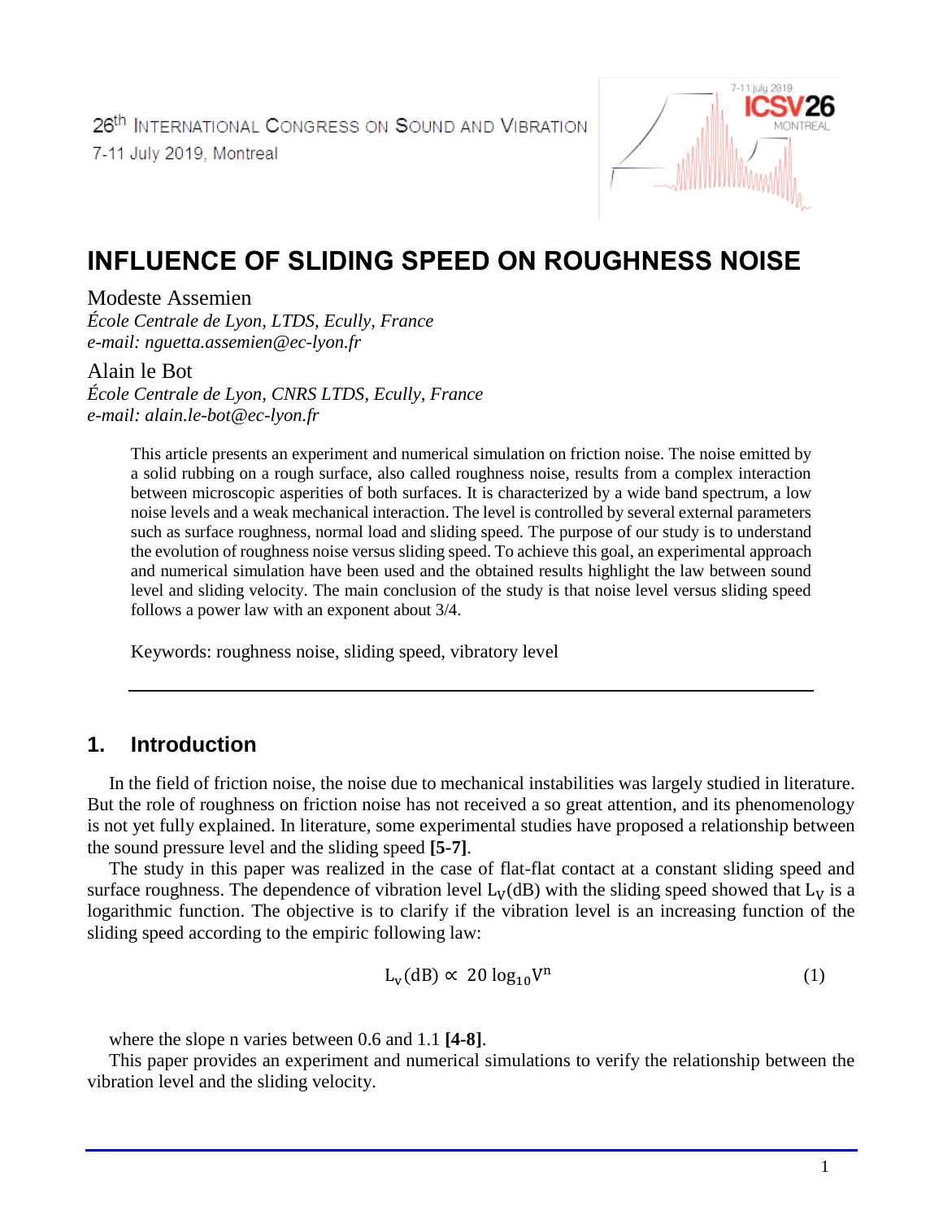26th International Congress on Sound and Vibration
7-11 July 2019, Montreal

# INFLUENCE OF SLIDING SPEED ON ROUGHNESS NOISE

Modeste Assemien
*École Centrale de Lyon, LTDS, Ecully, France*
*e-mail: nguetta.assemien@ec-lyon.fr*

Alain le Bot
*École Centrale de Lyon, CNRS LTDS, Ecully, France*
*e-mail: alain.le-bot@ec-lyon.fr*

This article presents an experiment and numerical simulation on friction noise. The noise emitted by a solid rubbing on a rough surface, also called roughness noise, results from a complex interaction between microscopic asperities of both surfaces. It is characterized by a wide band spectrum, a low noise levels and a weak mechanical interaction. The level is controlled by several external parameters such as surface roughness, normal load and sliding speed. The purpose of our study is to understand the evolution of roughness noise versus sliding speed. To achieve this goal, an experimental approach and numerical simulation have been used and the obtained results highlight the law between sound level and sliding velocity. The main conclusion of the study is that noise level versus sliding speed follows a power law with an exponent about 3/4.

Keywords: roughness noise, sliding speed, vibratory level

## 1. Introduction

In the field of friction noise, the noise due to mechanical instabilities was largely studied in literature. But the role of roughness on friction noise has not received a so great attention, and its phenomenology is not yet fully explained. In literature, some experimental studies have proposed a relationship between the sound pressure level and the sliding speed **[5-7]**.

The study in this paper was realized in the case of flat-flat contact at a constant sliding speed and surface roughness. The dependence of vibration level $L_V$(dB) with the sliding speed showed that $L_V$ is a logarithmic function. The objective is to clarify if the vibration level is an increasing function of the sliding speed according to the empiric following law:

$$L_v(\text{dB}) \propto 20 \log_{10} V^n \tag{1}$$

where the slope n varies between 0.6 and 1.1 **[4-8]**.

This paper provides an experiment and numerical simulations to verify the relationship between the vibration level and the sliding velocity.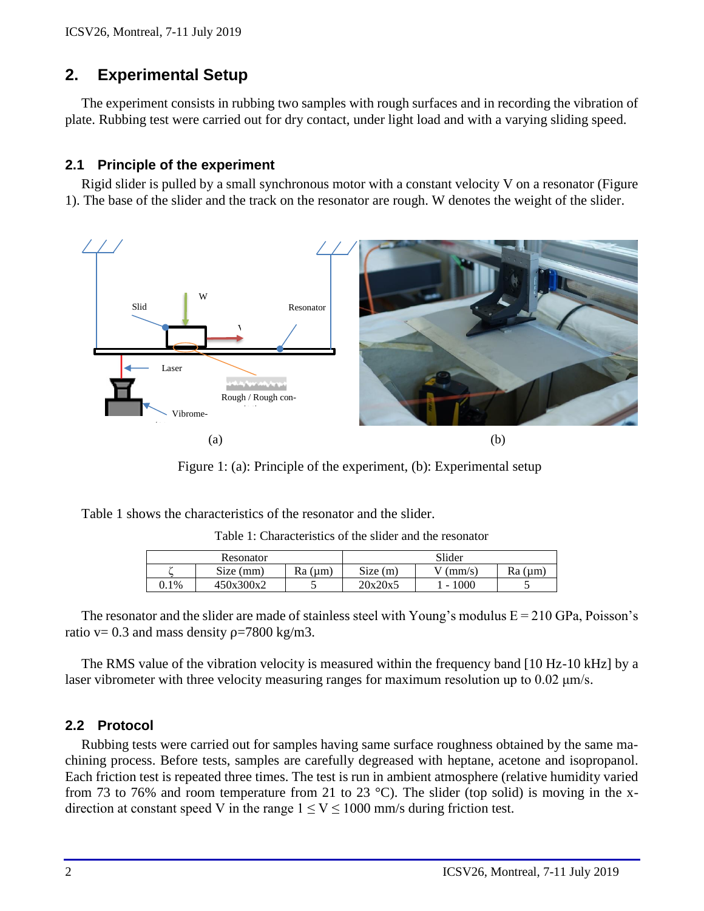## 2. Experimental Setup

The experiment consists in rubbing two samples with rough surfaces and in recording the vibration of plate. Rubbing test were carried out for dry contact, under light load and with a varying sliding speed.

### 2.1 Principle of the experiment

Rigid slider is pulled by a small synchronous motor with a constant velocity V on a resonator (Figure 1). The base of the slider and the track on the resonator are rough. W denotes the weight of the slider.

Figure 1: (a): Principle of the experiment, (b): Experimental setup

Table 1 shows the characteristics of the resonator and the slider.

Table 1: Characteristics of the slider and the resonator

| Resonator | | | Slider | | |
|---|---|---|---|---|---|
| ζ | Size (mm) | Ra (µm) | Size (m) | V (mm/s) | Ra (µm) |
| 0.1% | 450x300x2 | 5 | 20x20x5 | 1 - 1000 | 5 |

The resonator and the slider are made of stainless steel with Young's modulus E = 210 GPa, Poisson's ratio v= 0.3 and mass density ρ=7800 kg/m3.

The RMS value of the vibration velocity is measured within the frequency band [10 Hz-10 kHz] by a laser vibrometer with three velocity measuring ranges for maximum resolution up to 0.02 µm/s.

### 2.2 Protocol

Rubbing tests were carried out for samples having same surface roughness obtained by the same machining process. Before tests, samples are carefully degreased with heptane, acetone and isopropanol. Each friction test is repeated three times. The test is run in ambient atmosphere (relative humidity varied from 73 to 76% and room temperature from 21 to 23 °C). The slider (top solid) is moving in the x-direction at constant speed V in the range $1 \leq V \leq 1000$ mm/s during friction test.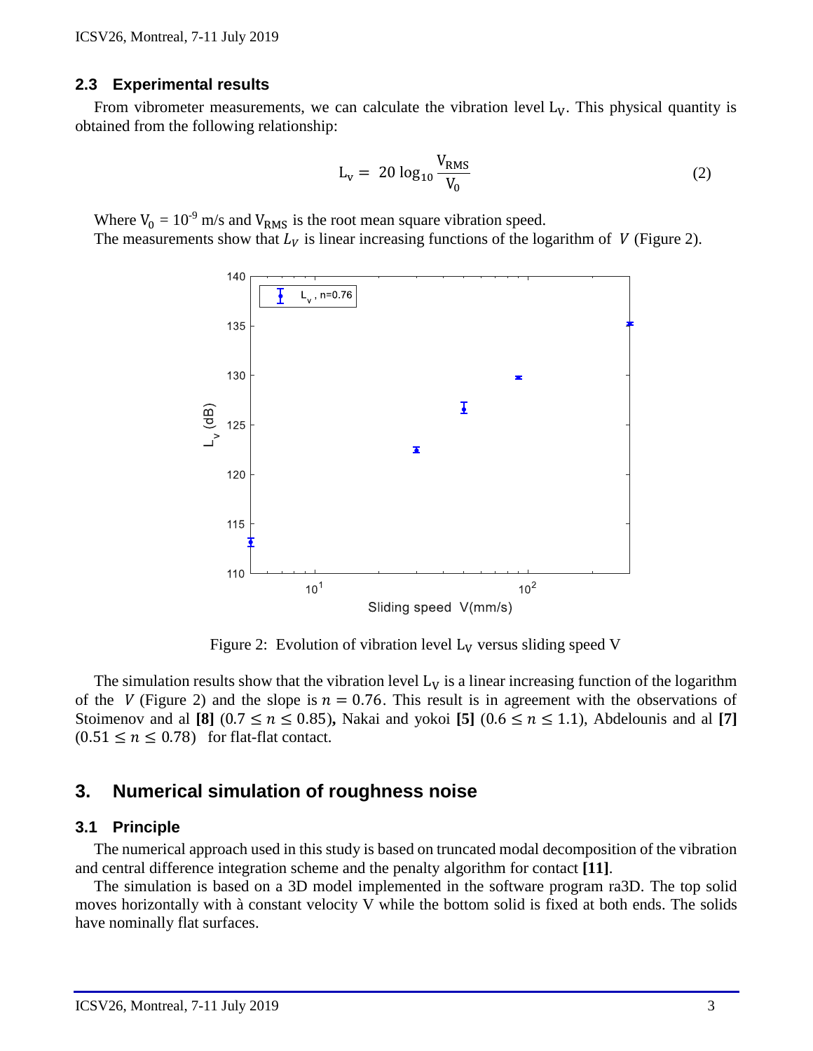### 2.3 Experimental results

From vibrometer measurements, we can calculate the vibration level $L_V$. This physical quantity is obtained from the following relationship:

$$L_v = 20 \log_{10} \frac{V_{RMS}}{V_0} \tag{2}$$

Where $V_0 = 10^{-9}$ m/s and $V_{RMS}$ is the root mean square vibration speed.
The measurements show that $L_V$ is linear increasing functions of the logarithm of $V$ (Figure 2).

Figure 2: Evolution of vibration level $L_V$ versus sliding speed V

The simulation results show that the vibration level $L_V$ is a linear increasing function of the logarithm of the $V$ (Figure 2) and the slope is $n = 0.76$. This result is in agreement with the observations of Stoimenov and al **[8]** ($0.7 \leq n \leq 0.85$)**,** Nakai and yokoi **[5]** ($0.6 \leq n \leq 1.1$), Abdelounis and al **[7]** ($0.51 \leq n \leq 0.78$) for flat-flat contact.

## 3. Numerical simulation of roughness noise

### 3.1 Principle

The numerical approach used in this study is based on truncated modal decomposition of the vibration and central difference integration scheme and the penalty algorithm for contact **[11]**.

The simulation is based on a 3D model implemented in the software program ra3D. The top solid moves horizontally with à constant velocity V while the bottom solid is fixed at both ends. The solids have nominally flat surfaces.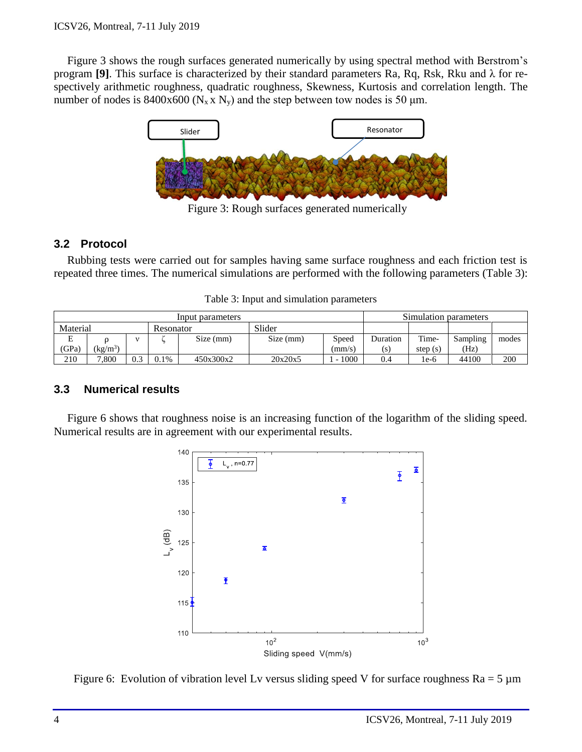Figure 3 shows the rough surfaces generated numerically by using spectral method with Berstrom's program **[9]**. This surface is characterized by their standard parameters Ra, Rq, Rsk, Rku and λ for respectively arithmetic roughness, quadratic roughness, Skewness, Kurtosis and correlation length. The number of nodes is 8400x600 ($N_x$ x $N_y$) and the step between tow nodes is 50 µm.

Figure 3: Rough surfaces generated numerically

### 3.2 Protocol

Rubbing tests were carried out for samples having same surface roughness and each friction test is repeated three times. The numerical simulations are performed with the following parameters (Table 3):

Table 3: Input and simulation parameters

| Input parameters | | | | | | | Simulation parameters | | | |
|---|---|---|---|---|---|---|---|---|---|---|
| Material | | | Resonator | | Slider | | | | | |
| E (GPa) | ρ (kg/m³) | ν | ζ | Size (mm) | Size (mm) | Speed (mm/s) | Duration (s) | Time-step (s) | Sampling (Hz) | modes |
| 210 | 7,800 | 0.3 | 0.1% | 450x300x2 | 20x20x5 | 1 - 1000 | 0.4 | 1e-6 | 44100 | 200 |

### 3.3 Numerical results

Figure 6 shows that roughness noise is an increasing function of the logarithm of the sliding speed. Numerical results are in agreement with our experimental results.

Figure 6: Evolution of vibration level Lv versus sliding speed V for surface roughness Ra = 5 µm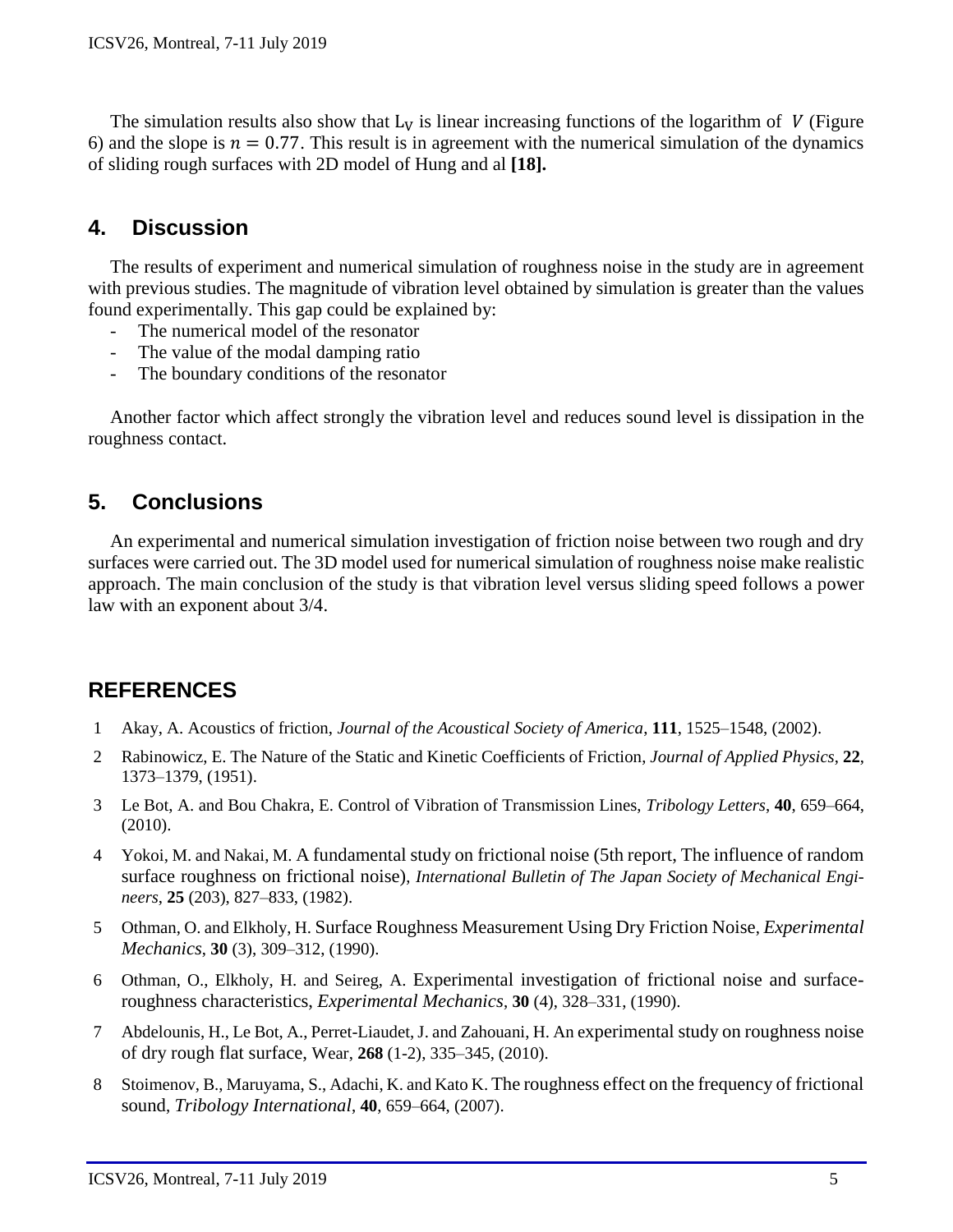The simulation results also show that $L_V$ is linear increasing functions of the logarithm of $V$ (Figure 6) and the slope is $n = 0.77$. This result is in agreement with the numerical simulation of the dynamics of sliding rough surfaces with 2D model of Hung and al **[18].**

## 4. Discussion

The results of experiment and numerical simulation of roughness noise in the study are in agreement with previous studies. The magnitude of vibration level obtained by simulation is greater than the values found experimentally. This gap could be explained by:

- The numerical model of the resonator
- The value of the modal damping ratio
- The boundary conditions of the resonator

Another factor which affect strongly the vibration level and reduces sound level is dissipation in the roughness contact.

## 5. Conclusions

An experimental and numerical simulation investigation of friction noise between two rough and dry surfaces were carried out. The 3D model used for numerical simulation of roughness noise make realistic approach. The main conclusion of the study is that vibration level versus sliding speed follows a power law with an exponent about 3/4.

## REFERENCES

1. Akay, A. Acoustics of friction, *Journal of the Acoustical Society of America*, **111**, 1525–1548, (2002).
2. Rabinowicz, E. The Nature of the Static and Kinetic Coefficients of Friction, *Journal of Applied Physics*, **22**, 1373–1379, (1951).
3. Le Bot, A. and Bou Chakra, E. Control of Vibration of Transmission Lines, *Tribology Letters*, **40**, 659–664, (2010).
4. Yokoi, M. and Nakai, M. A fundamental study on frictional noise (5th report, The influence of random surface roughness on frictional noise), *International Bulletin of The Japan Society of Mechanical Engineers*, **25** (203), 827–833, (1982).
5. Othman, O. and Elkholy, H. Surface Roughness Measurement Using Dry Friction Noise, *Experimental Mechanics*, **30** (3), 309–312, (1990).
6. Othman, O., Elkholy, H. and Seireg, A. Experimental investigation of frictional noise and surface-roughness characteristics, *Experimental Mechanics*, **30** (4), 328–331, (1990).
7. Abdelounis, H., Le Bot, A., Perret-Liaudet, J. and Zahouani, H. An experimental study on roughness noise of dry rough flat surface, Wear, **268** (1-2), 335–345, (2010).
8. Stoimenov, B., Maruyama, S., Adachi, K. and Kato K. The roughness effect on the frequency of frictional sound, *Tribology International*, **40**, 659–664, (2007).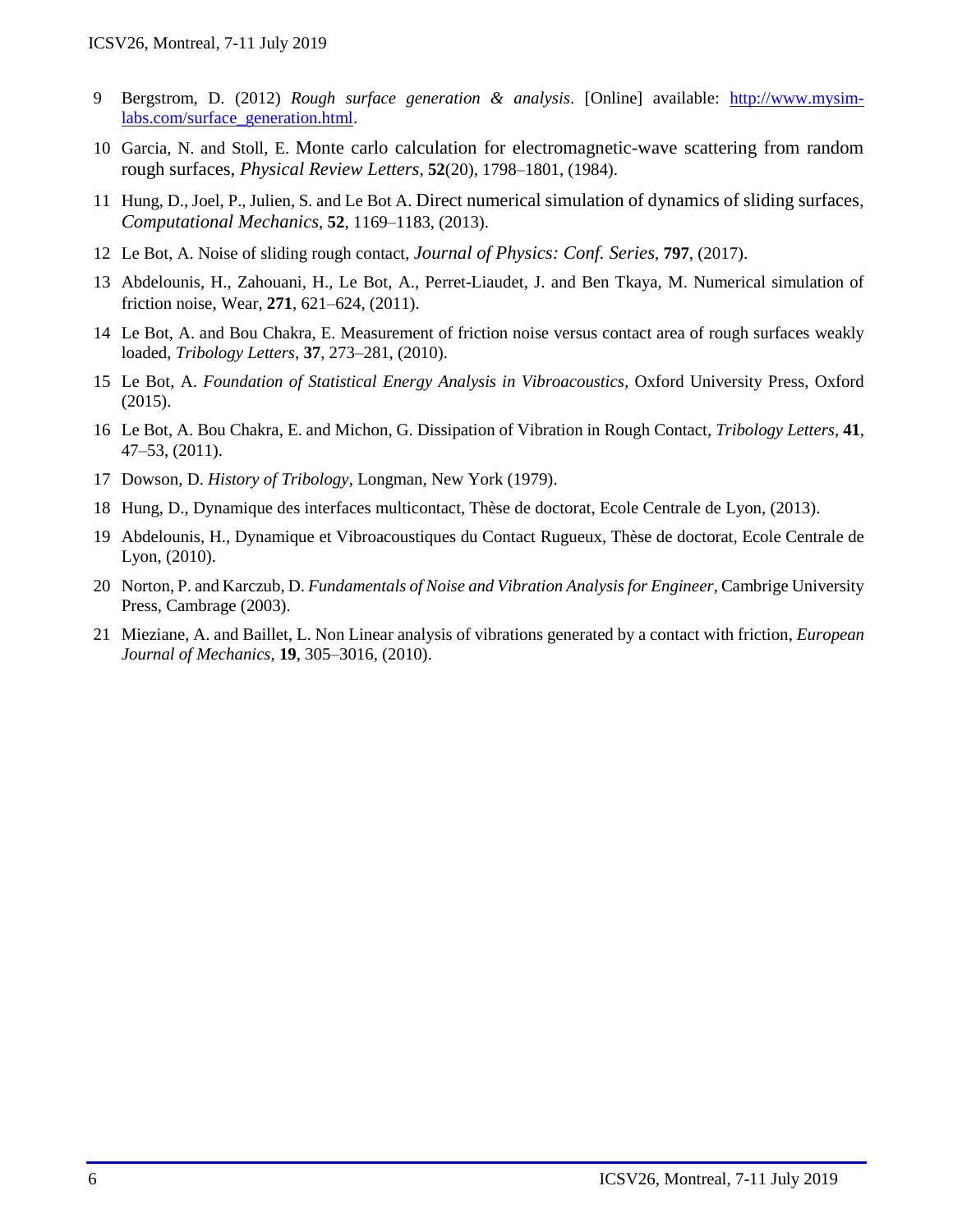9 Bergstrom, D. (2012) *Rough surface generation & analysis*. [Online] available: http://www.mysim-labs.com/surface_generation.html.

10 Garcia, N. and Stoll, E. Monte carlo calculation for electromagnetic-wave scattering from random rough surfaces, *Physical Review Letters*, **52**(20), 1798–1801, (1984).

11 Hung, D., Joel, P., Julien, S. and Le Bot A. Direct numerical simulation of dynamics of sliding surfaces, *Computational Mechanics*, **52**, 1169–1183, (2013).

12 Le Bot, A. Noise of sliding rough contact, *Journal of Physics: Conf. Series*, **797**, (2017).

13 Abdelounis, H., Zahouani, H., Le Bot, A., Perret-Liaudet, J. and Ben Tkaya, M. Numerical simulation of friction noise, Wear, **271**, 621–624, (2011).

14 Le Bot, A. and Bou Chakra, E. Measurement of friction noise versus contact area of rough surfaces weakly loaded, *Tribology Letters*, **37**, 273–281, (2010).

15 Le Bot, A. *Foundation of Statistical Energy Analysis in Vibroacoustics*, Oxford University Press, Oxford (2015).

16 Le Bot, A. Bou Chakra, E. and Michon, G. Dissipation of Vibration in Rough Contact, *Tribology Letters*, **41**, 47–53, (2011).

17 Dowson, D. *History of Tribology*, Longman, New York (1979).

18 Hung, D., Dynamique des interfaces multicontact, Thèse de doctorat, Ecole Centrale de Lyon, (2013).

19 Abdelounis, H., Dynamique et Vibroacoustiques du Contact Rugueux, Thèse de doctorat, Ecole Centrale de Lyon, (2010).

20 Norton, P. and Karczub, D. *Fundamentals of Noise and Vibration Analysis for Engineer*, Cambrige University Press, Cambrage (2003).

21 Mieziane, A. and Baillet, L. Non Linear analysis of vibrations generated by a contact with friction, *European Journal of Mechanics*, **19**, 305–3016, (2010).